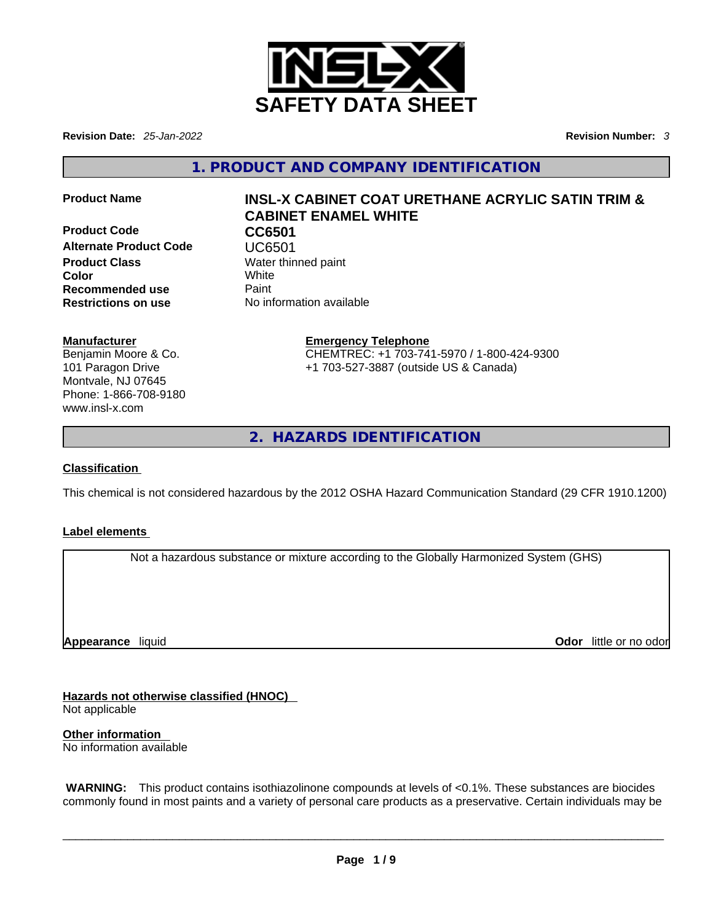# SAFETY DATA SHEET

**Revision Date:** *25-Jan-2022*

**Revision Number:** *3*

## 1. PRODUCT AND COMPANY IDENTIFICATION

| | |
|---|---|
| **Product Name** | **INSL-X CABINET COAT URETHANE ACRYLIC SATIN TRIM & CABINET ENAMEL WHITE** |
| **Product Code** | **CC6501** |
| **Alternate Product Code** | UC6501 |
| **Product Class** | Water thinned paint |
| **Color** | White |
| **Recommended use** | Paint |
| **Restrictions on use** | No information available |

**Manufacturer**
Benjamin Moore & Co.
101 Paragon Drive
Montvale, NJ 07645
Phone: 1-866-708-9180
www.insl-x.com

**Emergency Telephone**
CHEMTREC: +1 703-741-5970 / 1-800-424-9300
+1 703-527-3887 (outside US & Canada)

## 2. HAZARDS IDENTIFICATION

**Classification**

This chemical is not considered hazardous by the 2012 OSHA Hazard Communication Standard (29 CFR 1910.1200)

**Label elements**

Not a hazardous substance or mixture according to the Globally Harmonized System (GHS)

**Appearance** liquid

**Odor** little or no odor

**Hazards not otherwise classified (HNOC)**
Not applicable

**Other information**
No information available

**WARNING:** This product contains isothiazolinone compounds at levels of <0.1%. These substances are biocides commonly found in most paints and a variety of personal care products as a preservative. Certain individuals may be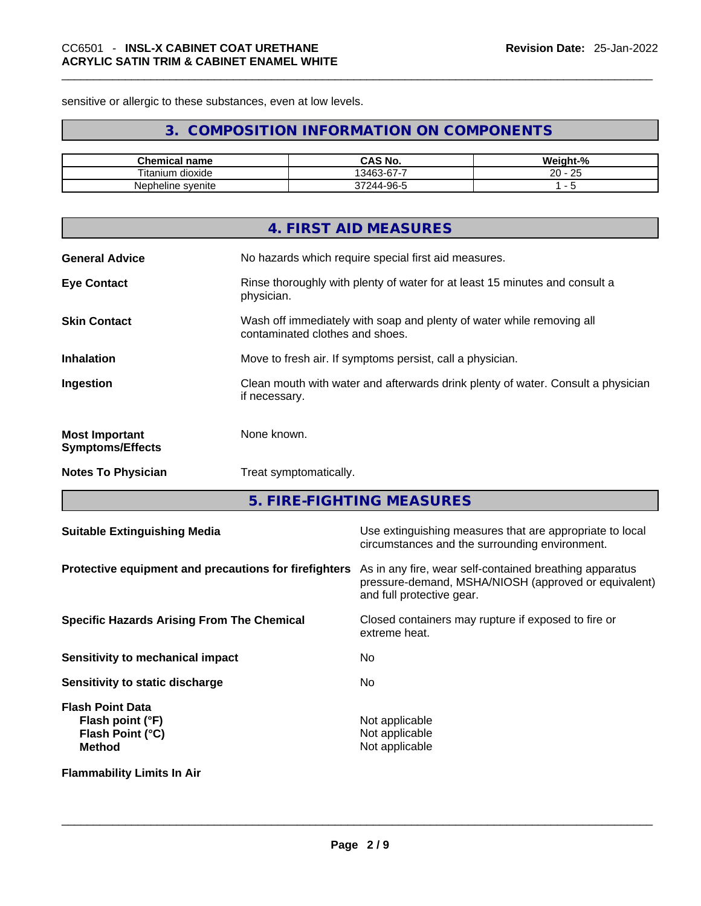sensitive or allergic to these substances, even at low levels.

## 3. COMPOSITION INFORMATION ON COMPONENTS

| Chemical name | CAS No. | Weight-% |
| --- | --- | --- |
| Titanium dioxide | 13463-67-7 | 20 - 25 |
| Nepheline syenite | 37244-96-5 | 1 - 5 |

## 4. FIRST AID MEASURES

**General Advice**
No hazards which require special first aid measures.

**Eye Contact**
Rinse thoroughly with plenty of water for at least 15 minutes and consult a physician.

**Skin Contact**
Wash off immediately with soap and plenty of water while removing all contaminated clothes and shoes.

**Inhalation**
Move to fresh air. If symptoms persist, call a physician.

**Ingestion**
Clean mouth with water and afterwards drink plenty of water. Consult a physician if necessary.

**Most Important Symptoms/Effects**
None known.

**Notes To Physician**
Treat symptomatically.

## 5. FIRE-FIGHTING MEASURES

**Suitable Extinguishing Media**
Use extinguishing measures that are appropriate to local circumstances and the surrounding environment.

**Protective equipment and precautions for firefighters**
As in any fire, wear self-contained breathing apparatus pressure-demand, MSHA/NIOSH (approved or equivalent) and full protective gear.

**Specific Hazards Arising From The Chemical**
Closed containers may rupture if exposed to fire or extreme heat.

**Sensitivity to mechanical impact**
No

**Sensitivity to static discharge**
No

**Flash Point Data**
- **Flash point (°F)**: Not applicable
- **Flash Point (°C)**: Not applicable
- **Method**: Not applicable

**Flammability Limits In Air**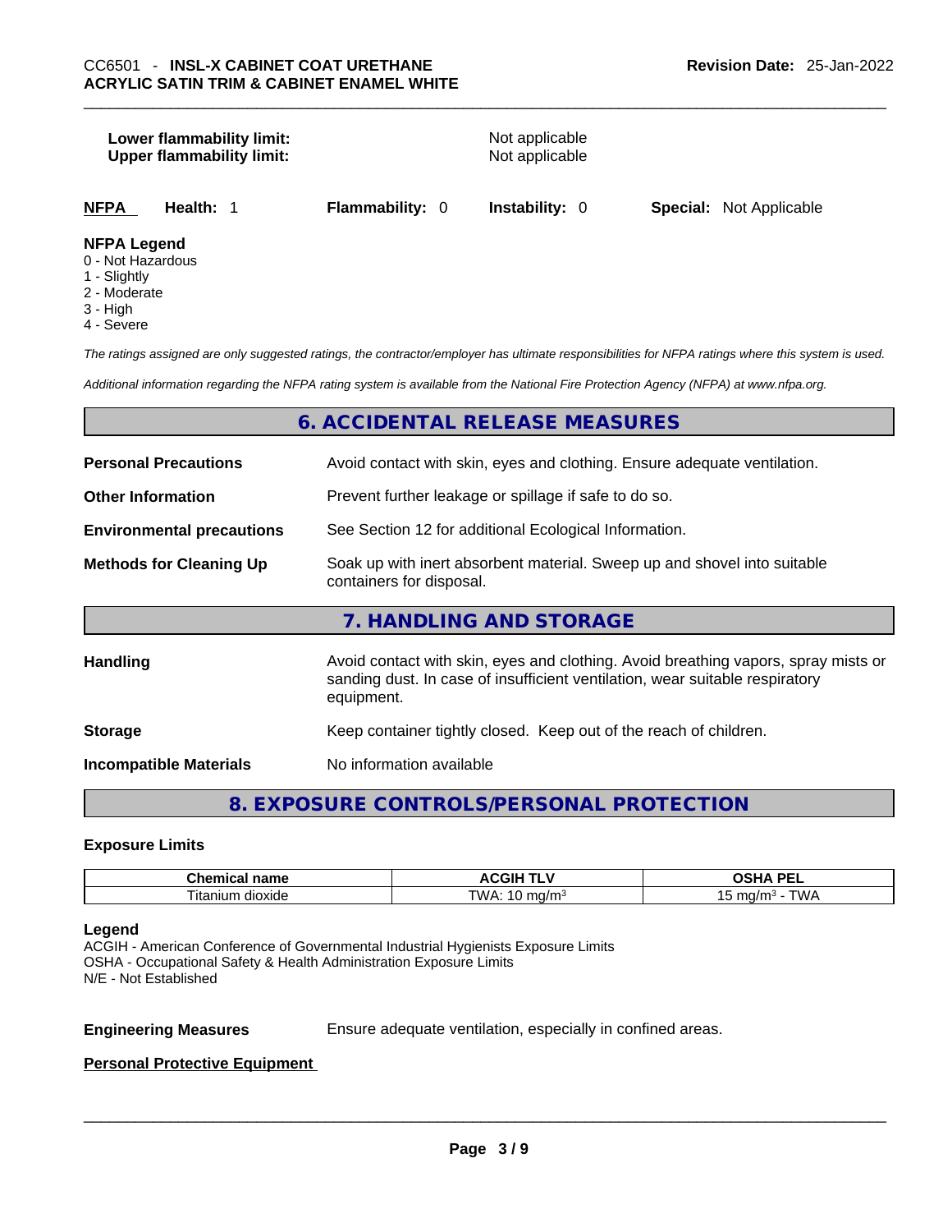| | |
|---|---|
| **Lower flammability limit:** | Not applicable |
| **Upper flammability limit:** | Not applicable |

| **NFPA** | **Health:** 1 | **Flammability:** 0 | **Instability:** 0 | **Special:** Not Applicable |
|---|---|---|---|---|

**NFPA Legend**
0 - Not Hazardous
1 - Slightly
2 - Moderate
3 - High
4 - Severe

*The ratings assigned are only suggested ratings, the contractor/employer has ultimate responsibilities for NFPA ratings where this system is used.*

*Additional information regarding the NFPA rating system is available from the National Fire Protection Agency (NFPA) at www.nfpa.org.*

## 6. ACCIDENTAL RELEASE MEASURES

| | |
|---|---|
| **Personal Precautions** | Avoid contact with skin, eyes and clothing. Ensure adequate ventilation. |
| **Other Information** | Prevent further leakage or spillage if safe to do so. |
| **Environmental precautions** | See Section 12 for additional Ecological Information. |
| **Methods for Cleaning Up** | Soak up with inert absorbent material. Sweep up and shovel into suitable containers for disposal. |

## 7. HANDLING AND STORAGE

| | |
|---|---|
| **Handling** | Avoid contact with skin, eyes and clothing. Avoid breathing vapors, spray mists or sanding dust. In case of insufficient ventilation, wear suitable respiratory equipment. |
| **Storage** | Keep container tightly closed. Keep out of the reach of children. |
| **Incompatible Materials** | No information available |

## 8. EXPOSURE CONTROLS/PERSONAL PROTECTION

### Exposure Limits

| Chemical name | ACGIH TLV | OSHA PEL |
|---|---|---|
| Titanium dioxide | TWA: 10 mg/m³ | 15 mg/m³ - TWA |

**Legend**
ACGIH - American Conference of Governmental Industrial Hygienists Exposure Limits
OSHA - Occupational Safety & Health Administration Exposure Limits
N/E - Not Established

**Engineering Measures** Ensure adequate ventilation, especially in confined areas.

**Personal Protective Equipment**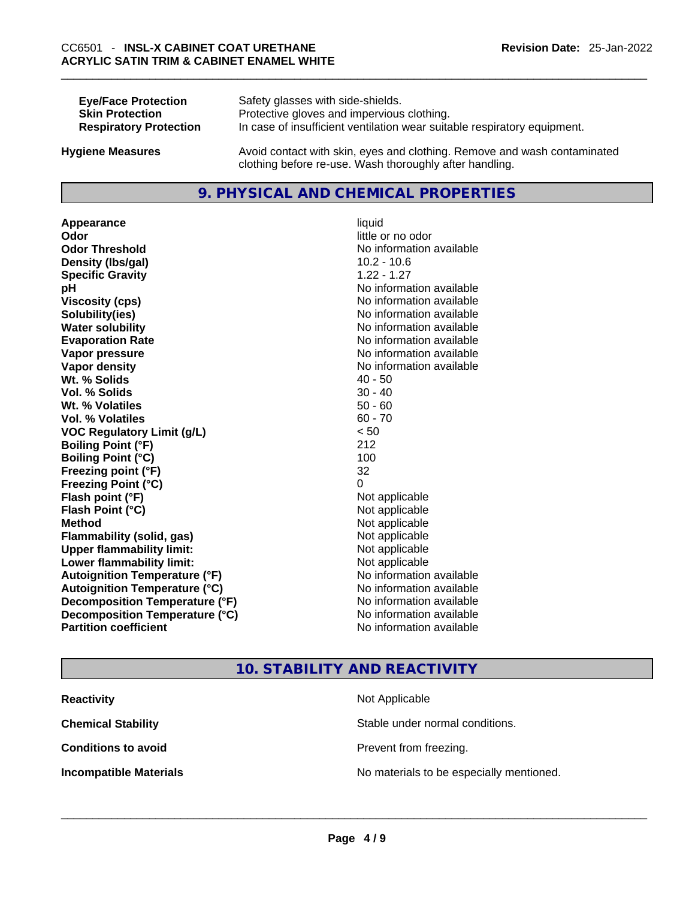| | |
|---|---|
| **Eye/Face Protection** | Safety glasses with side-shields. |
| **Skin Protection** | Protective gloves and impervious clothing. |
| **Respiratory Protection** | In case of insufficient ventilation wear suitable respiratory equipment. |

**Hygiene Measures** Avoid contact with skin, eyes and clothing. Remove and wash contaminated clothing before re-use. Wash thoroughly after handling.

## 9. PHYSICAL AND CHEMICAL PROPERTIES

| | |
|---|---|
| **Appearance** | liquid |
| **Odor** | little or no odor |
| **Odor Threshold** | No information available |
| **Density (lbs/gal)** | 10.2 - 10.6 |
| **Specific Gravity** | 1.22 - 1.27 |
| **pH** | No information available |
| **Viscosity (cps)** | No information available |
| **Solubility(ies)** | No information available |
| **Water solubility** | No information available |
| **Evaporation Rate** | No information available |
| **Vapor pressure** | No information available |
| **Vapor density** | No information available |
| **Wt. % Solids** | 40 - 50 |
| **Vol. % Solids** | 30 - 40 |
| **Wt. % Volatiles** | 50 - 60 |
| **Vol. % Volatiles** | 60 - 70 |
| **VOC Regulatory Limit (g/L)** | < 50 |
| **Boiling Point (°F)** | 212 |
| **Boiling Point (°C)** | 100 |
| **Freezing point (°F)** | 32 |
| **Freezing Point (°C)** | 0 |
| **Flash point (°F)** | Not applicable |
| **Flash Point (°C)** | Not applicable |
| **Method** | Not applicable |
| **Flammability (solid, gas)** | Not applicable |
| **Upper flammability limit:** | Not applicable |
| **Lower flammability limit:** | Not applicable |
| **Autoignition Temperature (°F)** | No information available |
| **Autoignition Temperature (°C)** | No information available |
| **Decomposition Temperature (°F)** | No information available |
| **Decomposition Temperature (°C)** | No information available |
| **Partition coefficient** | No information available |

## 10. STABILITY AND REACTIVITY

| | |
|---|---|
| **Reactivity** | Not Applicable |
| **Chemical Stability** | Stable under normal conditions. |
| **Conditions to avoid** | Prevent from freezing. |
| **Incompatible Materials** | No materials to be especially mentioned. |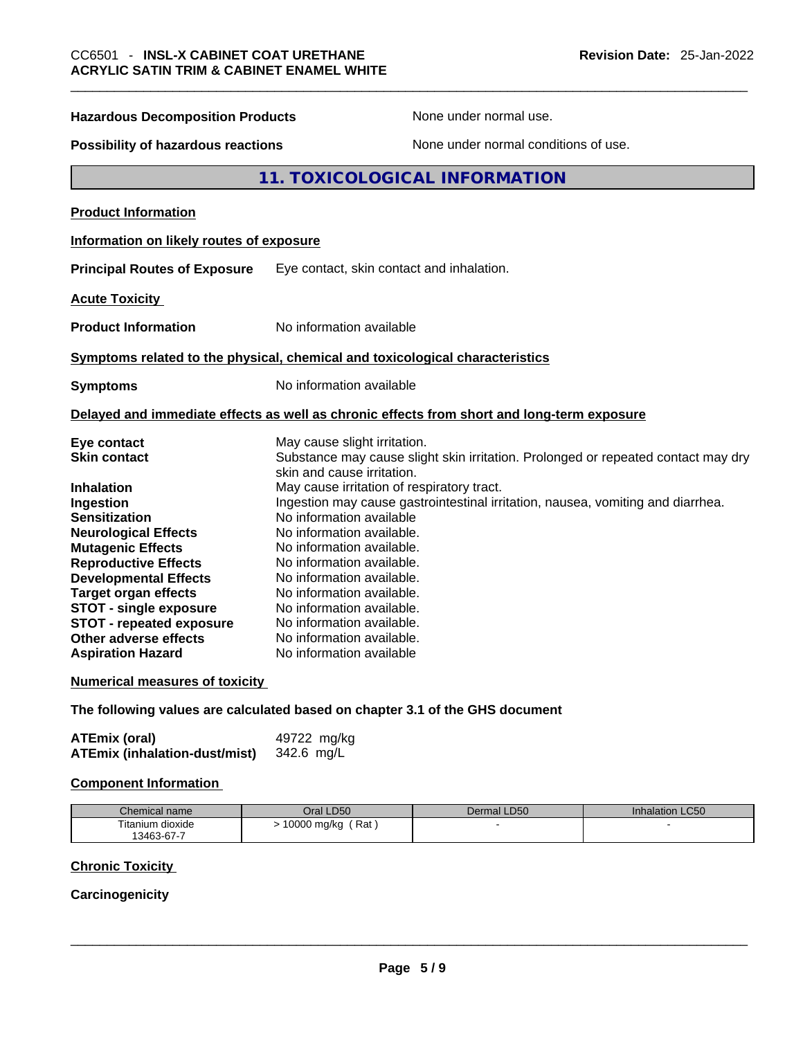**Hazardous Decomposition Products** None under normal use.

**Possibility of hazardous reactions** None under normal conditions of use.

## 11. TOXICOLOGICAL INFORMATION

**Product Information**

**Information on likely routes of exposure**

**Principal Routes of Exposure** Eye contact, skin contact and inhalation.

**Acute Toxicity**

**Product Information** No information available

**Symptoms related to the physical, chemical and toxicological characteristics**

**Symptoms** No information available

**Delayed and immediate effects as well as chronic effects from short and long-term exposure**

**Eye contact** May cause slight irritation.
**Skin contact** Substance may cause slight skin irritation. Prolonged or repeated contact may dry skin and cause irritation.
**Inhalation** May cause irritation of respiratory tract.
**Ingestion** Ingestion may cause gastrointestinal irritation, nausea, vomiting and diarrhea.
**Sensitization** No information available
**Neurological Effects** No information available.
**Mutagenic Effects** No information available.
**Reproductive Effects** No information available.
**Developmental Effects** No information available.
**Target organ effects** No information available.
**STOT - single exposure** No information available.
**STOT - repeated exposure** No information available.
**Other adverse effects** No information available.
**Aspiration Hazard** No information available

**Numerical measures of toxicity**

**The following values are calculated based on chapter 3.1 of the GHS document**

**ATEmix (oral)** 49722 mg/kg
**ATEmix (inhalation-dust/mist)** 342.6 mg/L

**Component Information**

| Chemical name | Oral LD50 | Dermal LD50 | Inhalation LC50 |
|---|---|---|---|
| Titanium dioxide 13463-67-7 | > 10000 mg/kg ( Rat ) | - | - |

**Chronic Toxicity**

**Carcinogenicity**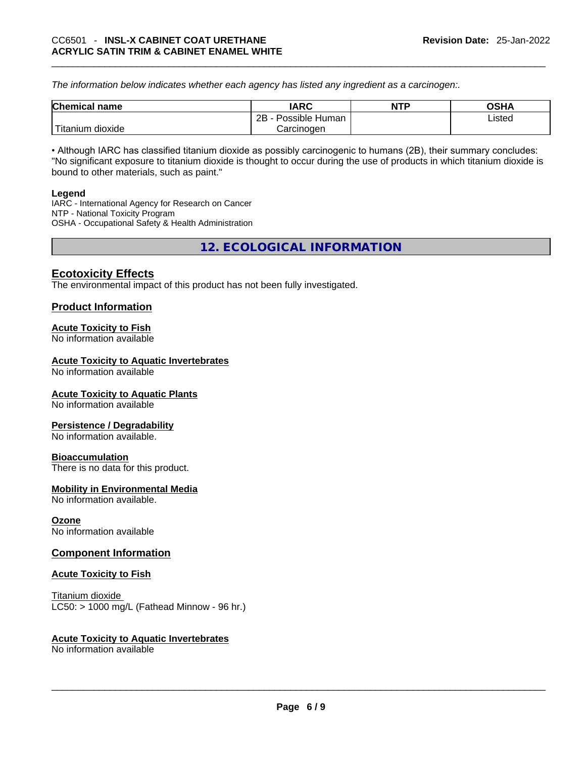*The information below indicates whether each agency has listed any ingredient as a carcinogen:.*

| Chemical name | IARC | NTP | OSHA |
| --- | --- | --- | --- |
| Titanium dioxide | 2B - Possible Human Carcinogen | | Listed |

• Although IARC has classified titanium dioxide as possibly carcinogenic to humans (2B), their summary concludes: "No significant exposure to titanium dioxide is thought to occur during the use of products in which titanium dioxide is bound to other materials, such as paint."

**Legend**
IARC - International Agency for Research on Cancer
NTP - National Toxicity Program
OSHA - Occupational Safety & Health Administration

## 12. ECOLOGICAL INFORMATION

### Ecotoxicity Effects

The environmental impact of this product has not been fully investigated.

### Product Information

**Acute Toxicity to Fish**
No information available

**Acute Toxicity to Aquatic Invertebrates**
No information available

**Acute Toxicity to Aquatic Plants**
No information available

**Persistence / Degradability**
No information available.

**Bioaccumulation**
There is no data for this product.

**Mobility in Environmental Media**
No information available.

**Ozone**
No information available

### Component Information

**Acute Toxicity to Fish**

Titanium dioxide
LC50: > 1000 mg/L (Fathead Minnow - 96 hr.)

**Acute Toxicity to Aquatic Invertebrates**
No information available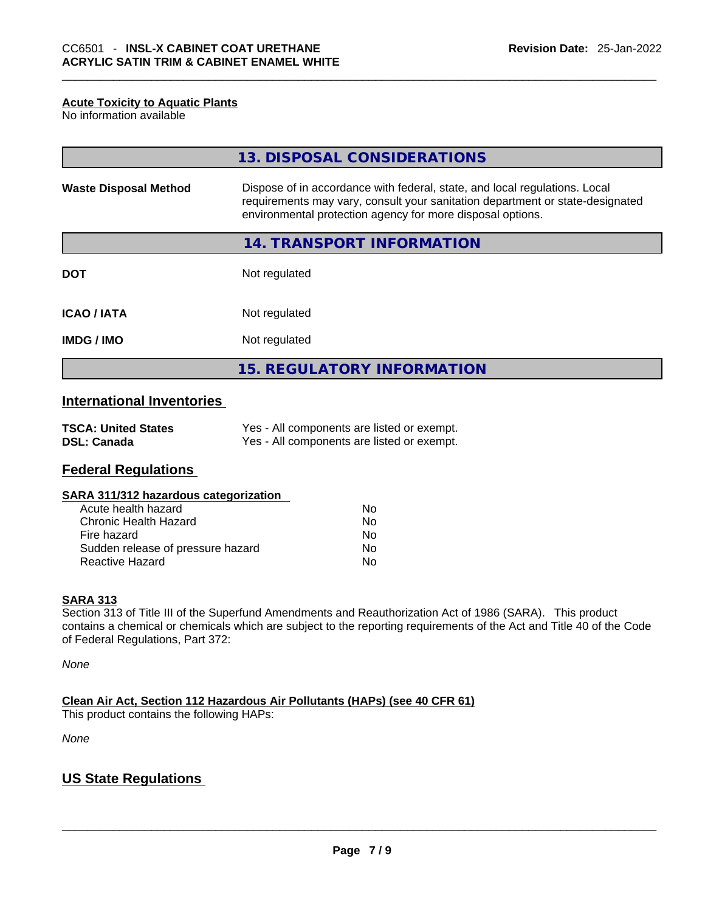**Acute Toxicity to Aquatic Plants**
No information available

## 13. DISPOSAL CONSIDERATIONS

| | |
|---|---|
| **Waste Disposal Method** | Dispose of in accordance with federal, state, and local regulations. Local requirements may vary, consult your sanitation department or state-designated environmental protection agency for more disposal options. |

## 14. TRANSPORT INFORMATION

| | |
|---|---|
| **DOT** | Not regulated |
| **ICAO / IATA** | Not regulated |
| **IMDG / IMO** | Not regulated |

## 15. REGULATORY INFORMATION

### International Inventories

| | |
|---|---|
| **TSCA: United States** | Yes - All components are listed or exempt. |
| **DSL: Canada** | Yes - All components are listed or exempt. |

### Federal Regulations

**SARA 311/312 hazardous categorization**

| | |
|---|---|
| Acute health hazard | No |
| Chronic Health Hazard | No |
| Fire hazard | No |
| Sudden release of pressure hazard | No |
| Reactive Hazard | No |

**SARA 313**
Section 313 of Title III of the Superfund Amendments and Reauthorization Act of 1986 (SARA). This product contains a chemical or chemicals which are subject to the reporting requirements of the Act and Title 40 of the Code of Federal Regulations, Part 372:

*None*

**Clean Air Act, Section 112 Hazardous Air Pollutants (HAPs) (see 40 CFR 61)**
This product contains the following HAPs:

*None*

### US State Regulations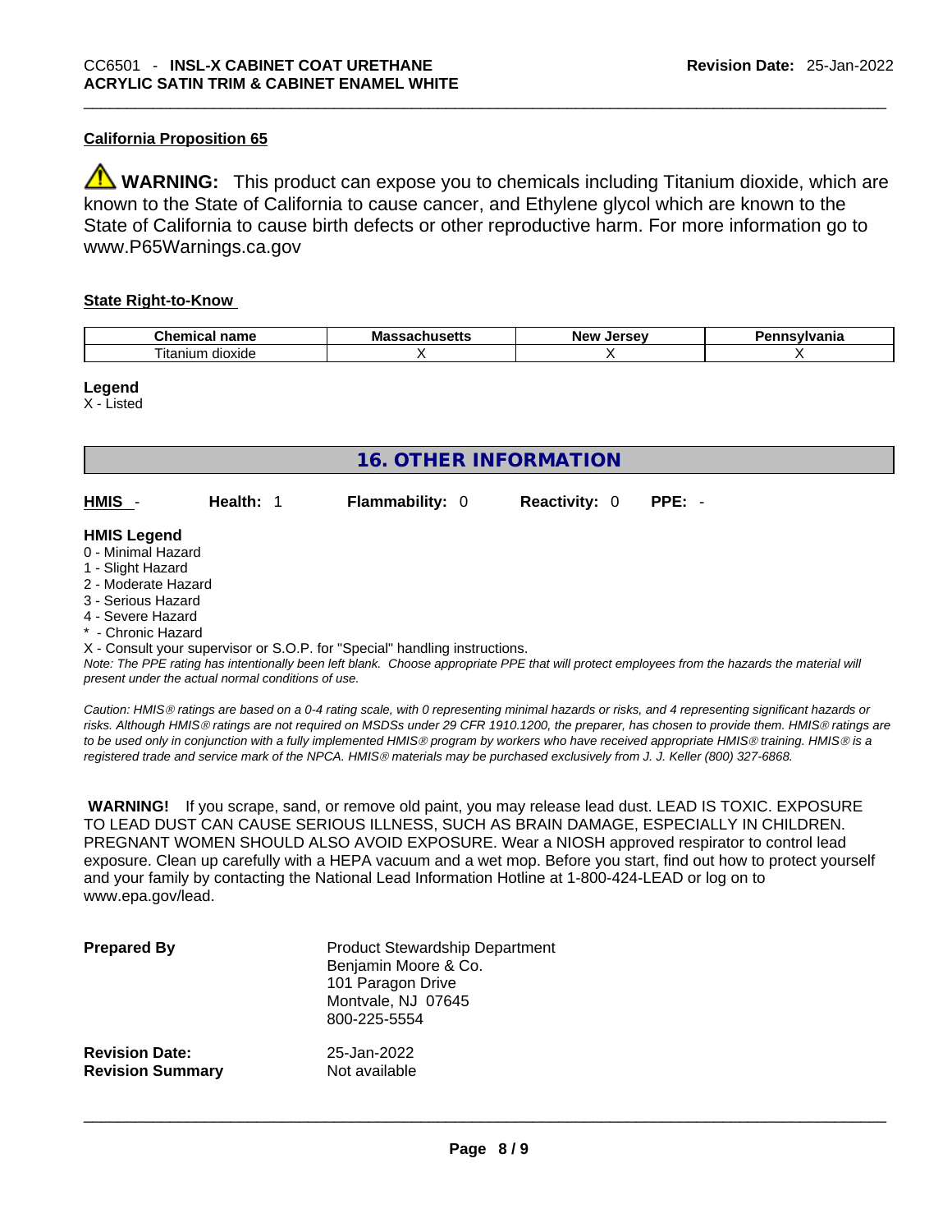#### California Proposition 65

⚠ **WARNING:** This product can expose you to chemicals including Titanium dioxide, which are known to the State of California to cause cancer, and Ethylene glycol which are known to the State of California to cause birth defects or other reproductive harm. For more information go to www.P65Warnings.ca.gov

#### State Right-to-Know

| Chemical name | Massachusetts | New Jersey | Pennsylvania |
|---|---|---|---|
| Titanium dioxide | X | X | X |

**Legend**
X - Listed

## 16. OTHER INFORMATION

**HMIS** - **Health:** 1 **Flammability:** 0 **Reactivity:** 0 **PPE:** -

**HMIS Legend**
0 - Minimal Hazard
1 - Slight Hazard
2 - Moderate Hazard
3 - Serious Hazard
4 - Severe Hazard
* - Chronic Hazard
X - Consult your supervisor or S.O.P. for "Special" handling instructions.
*Note: The PPE rating has intentionally been left blank. Choose appropriate PPE that will protect employees from the hazards the material will present under the actual normal conditions of use.*

*Caution: HMIS® ratings are based on a 0-4 rating scale, with 0 representing minimal hazards or risks, and 4 representing significant hazards or risks. Although HMIS® ratings are not required on MSDSs under 29 CFR 1910.1200, the preparer, has chosen to provide them. HMIS® ratings are to be used only in conjunction with a fully implemented HMIS® program by workers who have received appropriate HMIS® training. HMIS® is a registered trade and service mark of the NPCA. HMIS® materials may be purchased exclusively from J. J. Keller (800) 327-6868.*

**WARNING!** If you scrape, sand, or remove old paint, you may release lead dust. LEAD IS TOXIC. EXPOSURE TO LEAD DUST CAN CAUSE SERIOUS ILLNESS, SUCH AS BRAIN DAMAGE, ESPECIALLY IN CHILDREN. PREGNANT WOMEN SHOULD ALSO AVOID EXPOSURE. Wear a NIOSH approved respirator to control lead exposure. Clean up carefully with a HEPA vacuum and a wet mop. Before you start, find out how to protect yourself and your family by contacting the National Lead Information Hotline at 1-800-424-LEAD or log on to www.epa.gov/lead.

**Prepared By**
Product Stewardship Department
Benjamin Moore & Co.
101 Paragon Drive
Montvale, NJ 07645
800-225-5554

**Revision Date:** 25-Jan-2022
**Revision Summary** Not available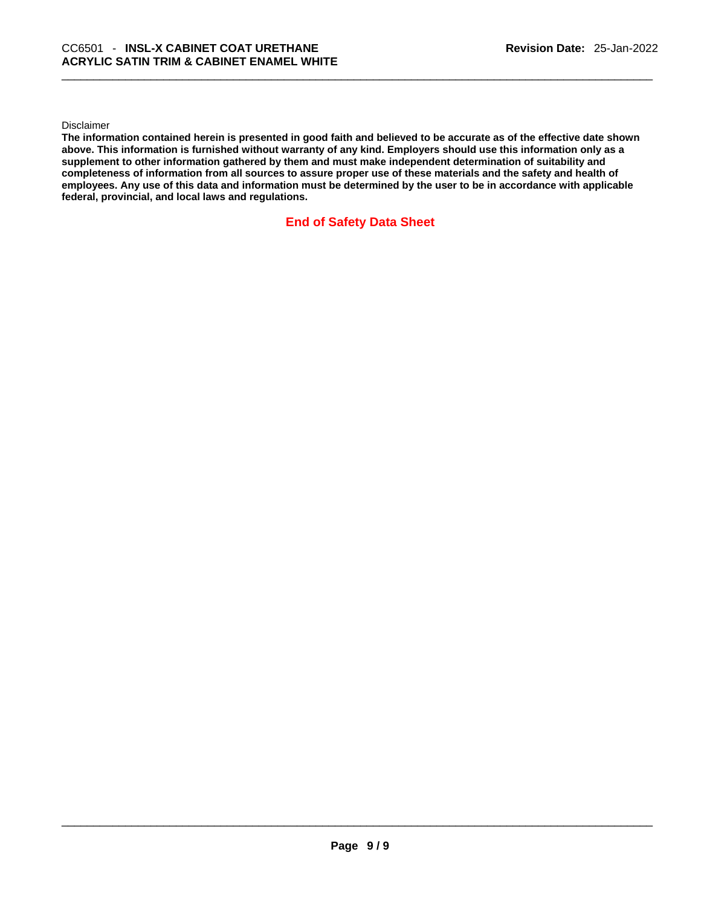Disclaimer

**The information contained herein is presented in good faith and believed to be accurate as of the effective date shown above. This information is furnished without warranty of any kind. Employers should use this information only as a supplement to other information gathered by them and must make independent determination of suitability and completeness of information from all sources to assure proper use of these materials and the safety and health of employees. Any use of this data and information must be determined by the user to be in accordance with applicable federal, provincial, and local laws and regulations.**

**End of Safety Data Sheet**